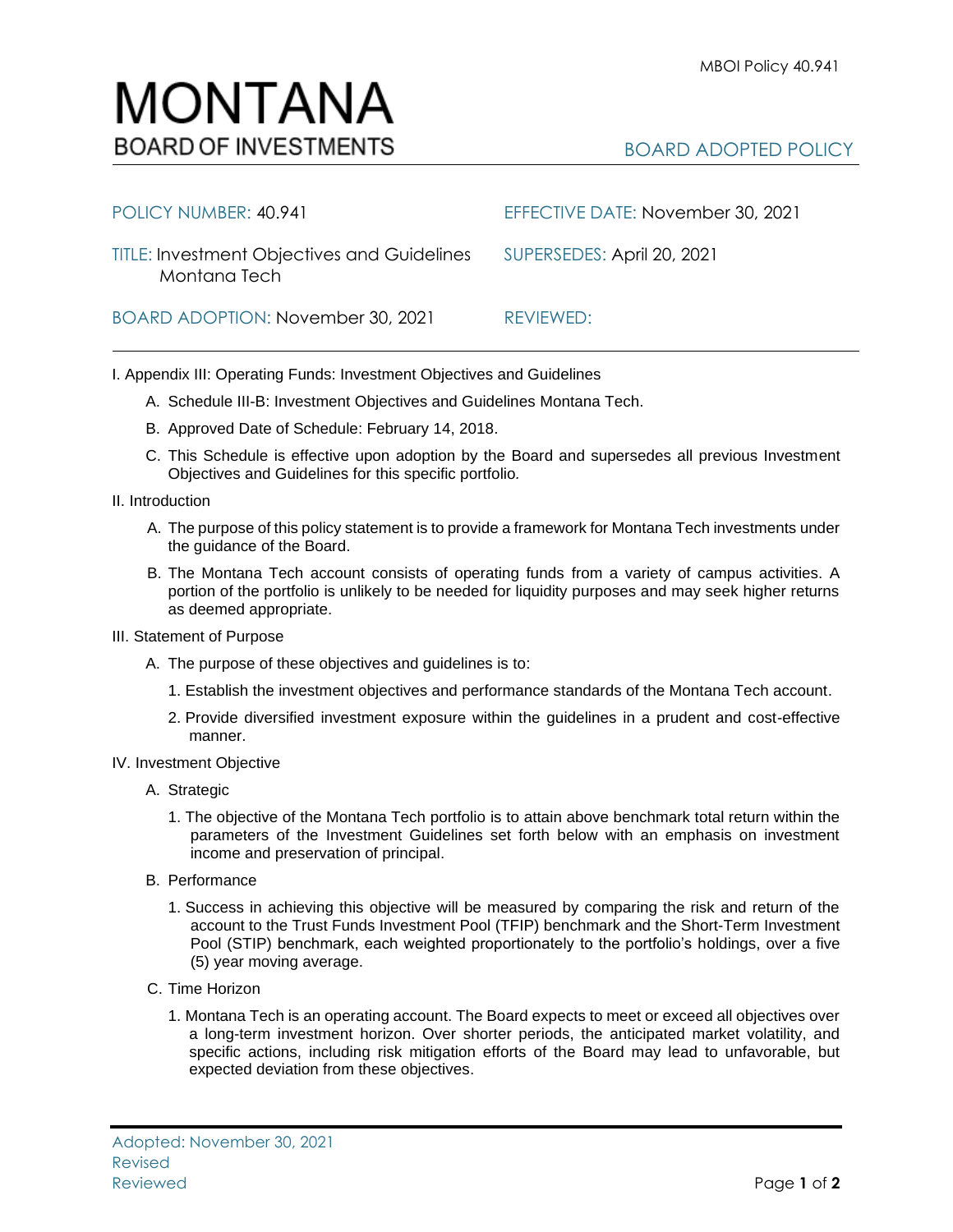MBOI Policy 40.941

# MONTANA
BOARD OF INVESTMENTS

BOARD ADOPTED POLICY

POLICY NUMBER: 40.941

EFFECTIVE DATE: November 30, 2021

TITLE: Investment Objectives and Guidelines Montana Tech

SUPERSEDES: April 20, 2021

BOARD ADOPTION: November 30, 2021

REVIEWED:

---

I. Appendix III: Operating Funds: Investment Objectives and Guidelines

- A. Schedule III-B: Investment Objectives and Guidelines Montana Tech.
- B. Approved Date of Schedule: February 14, 2018.
- C. This Schedule is effective upon adoption by the Board and supersedes all previous Investment Objectives and Guidelines for this specific portfolio.

II. Introduction

- A. The purpose of this policy statement is to provide a framework for Montana Tech investments under the guidance of the Board.
- B. The Montana Tech account consists of operating funds from a variety of campus activities. A portion of the portfolio is unlikely to be needed for liquidity purposes and may seek higher returns as deemed appropriate.

III. Statement of Purpose

- A. The purpose of these objectives and guidelines is to:
  1. Establish the investment objectives and performance standards of the Montana Tech account.
  2. Provide diversified investment exposure within the guidelines in a prudent and cost-effective manner.

IV. Investment Objective

- A. Strategic
  1. The objective of the Montana Tech portfolio is to attain above benchmark total return within the parameters of the Investment Guidelines set forth below with an emphasis on investment income and preservation of principal.
- B. Performance
  1. Success in achieving this objective will be measured by comparing the risk and return of the account to the Trust Funds Investment Pool (TFIP) benchmark and the Short-Term Investment Pool (STIP) benchmark, each weighted proportionately to the portfolio's holdings, over a five (5) year moving average.
- C. Time Horizon
  1. Montana Tech is an operating account. The Board expects to meet or exceed all objectives over a long-term investment horizon. Over shorter periods, the anticipated market volatility, and specific actions, including risk mitigation efforts of the Board may lead to unfavorable, but expected deviation from these objectives.

Adopted: November 30, 2021
Revised
Reviewed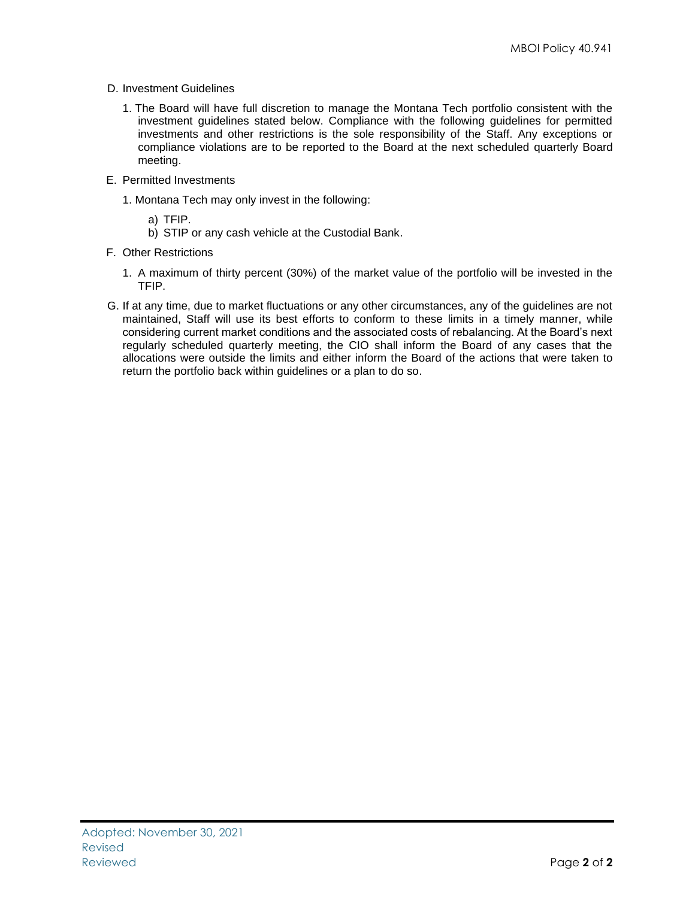D. Investment Guidelines

1. The Board will have full discretion to manage the Montana Tech portfolio consistent with the investment guidelines stated below. Compliance with the following guidelines for permitted investments and other restrictions is the sole responsibility of the Staff. Any exceptions or compliance violations are to be reported to the Board at the next scheduled quarterly Board meeting.

E. Permitted Investments

1. Montana Tech may only invest in the following:

   a) TFIP.
   b) STIP or any cash vehicle at the Custodial Bank.

F. Other Restrictions

1. A maximum of thirty percent (30%) of the market value of the portfolio will be invested in the TFIP.

G. If at any time, due to market fluctuations or any other circumstances, any of the guidelines are not maintained, Staff will use its best efforts to conform to these limits in a timely manner, while considering current market conditions and the associated costs of rebalancing. At the Board's next regularly scheduled quarterly meeting, the CIO shall inform the Board of any cases that the allocations were outside the limits and either inform the Board of the actions that were taken to return the portfolio back within guidelines or a plan to do so.

Adopted: November 30, 2021
Revised
Reviewed